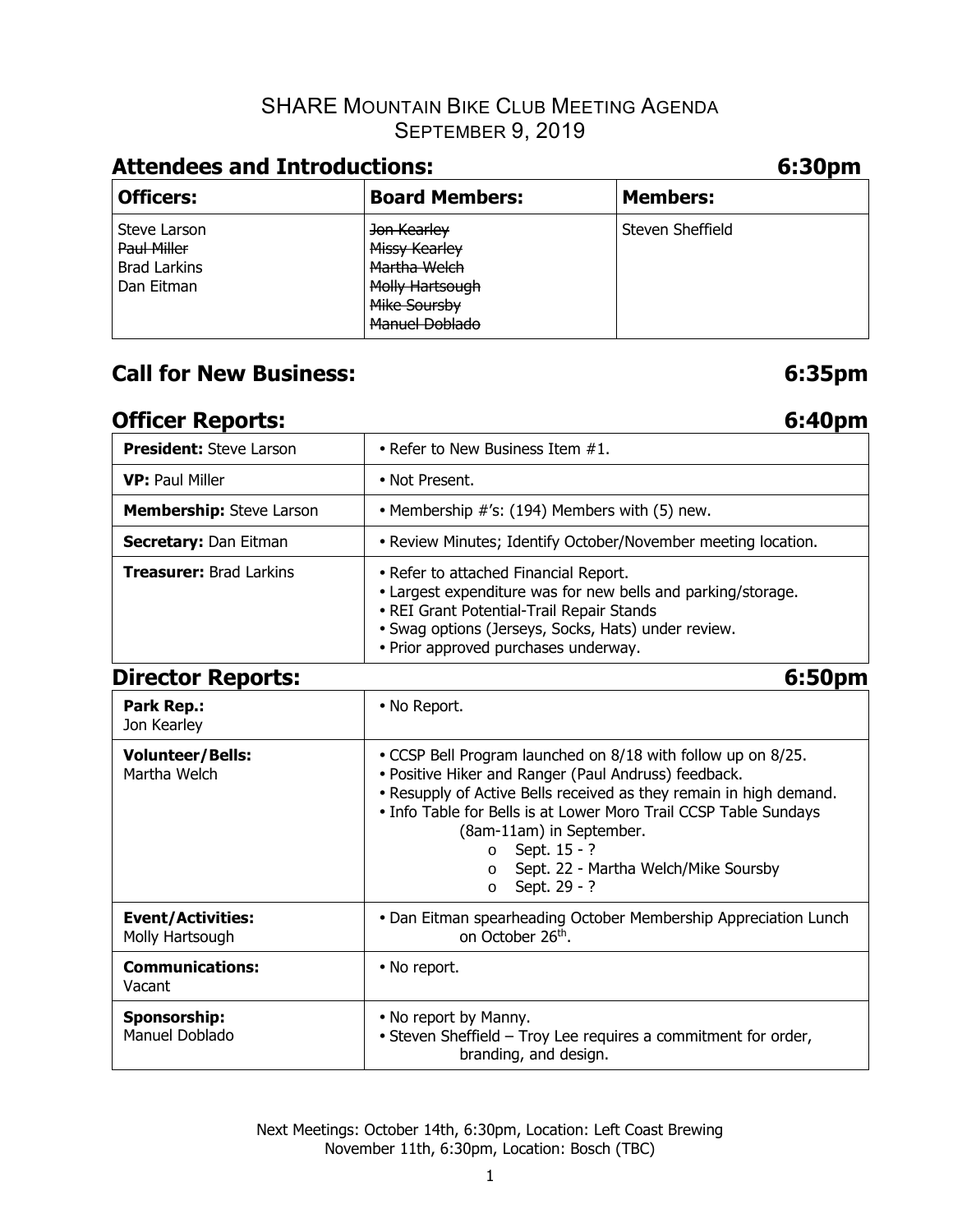# SHARE Mountain Bike Club Meeting Agenda
## September 9, 2019

## Attendees and Introductions: 6:30pm

| Officers: | Board Members: | Members: |
| --- | --- | --- |
| Steve Larson<br>~~Paul Miller~~<br>Brad Larkins<br>Dan Eitman | ~~Jon Kearley~~<br>~~Missy Kearley~~<br>~~Martha Welch~~<br>~~Molly Hartsough~~<br>~~Mike Soursby~~<br>~~Manuel Doblado~~ | Steven Sheffield |

## Call for New Business: 6:35pm

## Officer Reports: 6:40pm

| | |
| --- | --- |
| **President:** Steve Larson | • Refer to New Business Item #1. |
| **VP:** Paul Miller | • Not Present. |
| **Membership:** Steve Larson | • Membership #'s: (194) Members with (5) new. |
| **Secretary:** Dan Eitman | • Review Minutes; Identify October/November meeting location. |
| **Treasurer:** Brad Larkins | • Refer to attached Financial Report.<br>• Largest expenditure was for new bells and parking/storage.<br>• REI Grant Potential-Trail Repair Stands<br>• Swag options (Jerseys, Socks, Hats) under review.<br>• Prior approved purchases underway. |

## Director Reports: 6:50pm

| | |
| --- | --- |
| **Park Rep.:** Jon Kearley | • No Report. |
| **Volunteer/Bells:** Martha Welch | • CCSP Bell Program launched on 8/18 with follow up on 8/25.<br>• Positive Hiker and Ranger (Paul Andruss) feedback.<br>• Resupply of Active Bells received as they remain in high demand.<br>• Info Table for Bells is at Lower Moro Trail CCSP Table Sundays (8am-11am) in September.<br>o Sept. 15 - ?<br>o Sept. 22 - Martha Welch/Mike Soursby<br>o Sept. 29 - ? |
| **Event/Activities:** Molly Hartsough | • Dan Eitman spearheading October Membership Appreciation Lunch on October 26th. |
| **Communications:** Vacant | • No report. |
| **Sponsorship:** Manuel Doblado | • No report by Manny.<br>• Steven Sheffield – Troy Lee requires a commitment for order, branding, and design. |

Next Meetings: October 14th, 6:30pm, Location: Left Coast Brewing
November 11th, 6:30pm, Location: Bosch (TBC)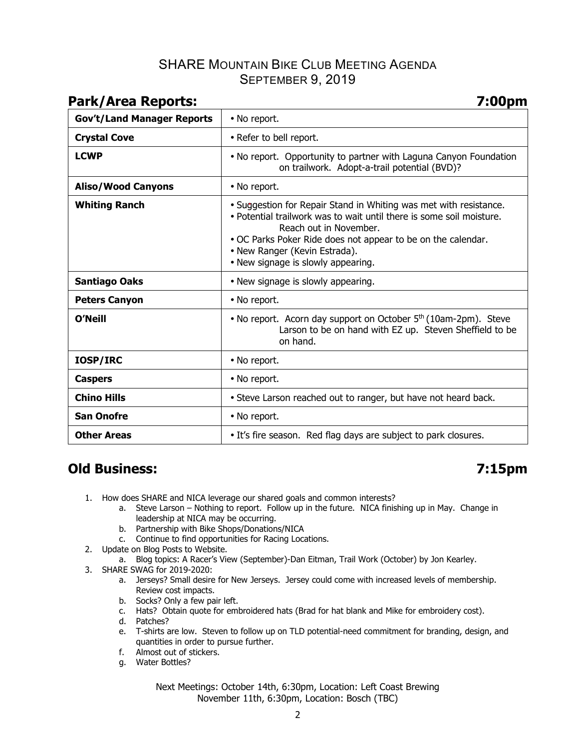# SHARE Mountain Bike Club Meeting Agenda
## September 9, 2019

## Park/Area Reports: 7:00pm

| | |
|---|---|
| **Gov't/Land Manager Reports** | • No report. |
| **Crystal Cove** | • Refer to bell report. |
| **LCWP** | • No report. Opportunity to partner with Laguna Canyon Foundation on trailwork. Adopt-a-trail potential (BVD)? |
| **Aliso/Wood Canyons** | • No report. |
| **Whiting Ranch** | • Suggestion for Repair Stand in Whiting was met with resistance.<br>• Potential trailwork was to wait until there is some soil moisture. Reach out in November.<br>• OC Parks Poker Ride does not appear to be on the calendar.<br>• New Ranger (Kevin Estrada).<br>• New signage is slowly appearing. |
| **Santiago Oaks** | • New signage is slowly appearing. |
| **Peters Canyon** | • No report. |
| **O'Neill** | • No report. Acorn day support on October 5th (10am-2pm). Steve Larson to be on hand with EZ up. Steven Sheffield to be on hand. |
| **IOSP/IRC** | • No report. |
| **Caspers** | • No report. |
| **Chino Hills** | • Steve Larson reached out to ranger, but have not heard back. |
| **San Onofre** | • No report. |
| **Other Areas** | • It's fire season. Red flag days are subject to park closures. |

## Old Business: 7:15pm

1. How does SHARE and NICA leverage our shared goals and common interests?
   a. Steve Larson – Nothing to report. Follow up in the future. NICA finishing up in May. Change in leadership at NICA may be occurring.
   b. Partnership with Bike Shops/Donations/NICA
   c. Continue to find opportunities for Racing Locations.
2. Update on Blog Posts to Website.
   a. Blog topics: A Racer's View (September)-Dan Eitman, Trail Work (October) by Jon Kearley.
3. SHARE SWAG for 2019-2020:
   a. Jerseys? Small desire for New Jerseys. Jersey could come with increased levels of membership. Review cost impacts.
   b. Socks? Only a few pair left.
   c. Hats? Obtain quote for embroidered hats (Brad for hat blank and Mike for embroidery cost).
   d. Patches?
   e. T-shirts are low. Steven to follow up on TLD potential-need commitment for branding, design, and quantities in order to pursue further.
   f. Almost out of stickers.
   g. Water Bottles?

Next Meetings: October 14th, 6:30pm, Location: Left Coast Brewing
November 11th, 6:30pm, Location: Bosch (TBC)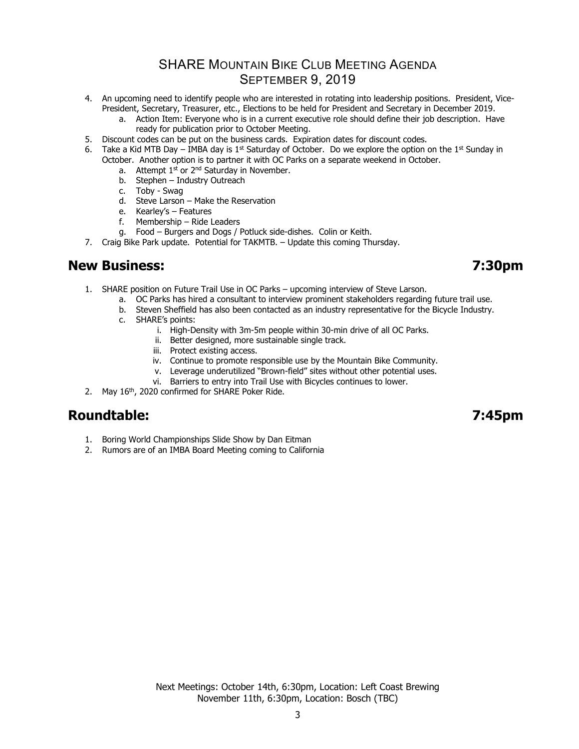# SHARE Mountain Bike Club Meeting Agenda
## September 9, 2019

4. An upcoming need to identify people who are interested in rotating into leadership positions. President, Vice-President, Secretary, Treasurer, etc., Elections to be held for President and Secretary in December 2019.
   a. Action Item: Everyone who is in a current executive role should define their job description. Have ready for publication prior to October Meeting.
5. Discount codes can be put on the business cards. Expiration dates for discount codes.
6. Take a Kid MTB Day – IMBA day is 1st Saturday of October. Do we explore the option on the 1st Sunday in October. Another option is to partner it with OC Parks on a separate weekend in October.
   a. Attempt 1st or 2nd Saturday in November.
   b. Stephen – Industry Outreach
   c. Toby - Swag
   d. Steve Larson – Make the Reservation
   e. Kearley's – Features
   f. Membership – Ride Leaders
   g. Food – Burgers and Dogs / Potluck side-dishes. Colin or Keith.
7. Craig Bike Park update. Potential for TAKMTB. – Update this coming Thursday.

## New Business: 7:30pm

1. SHARE position on Future Trail Use in OC Parks – upcoming interview of Steve Larson.
   a. OC Parks has hired a consultant to interview prominent stakeholders regarding future trail use.
   b. Steven Sheffield has also been contacted as an industry representative for the Bicycle Industry.
   c. SHARE's points:
      i. High-Density with 3m-5m people within 30-min drive of all OC Parks.
      ii. Better designed, more sustainable single track.
      iii. Protect existing access.
      iv. Continue to promote responsible use by the Mountain Bike Community.
      v. Leverage underutilized "Brown-field" sites without other potential uses.
      vi. Barriers to entry into Trail Use with Bicycles continues to lower.
2. May 16th, 2020 confirmed for SHARE Poker Ride.

## Roundtable: 7:45pm

1. Boring World Championships Slide Show by Dan Eitman
2. Rumors are of an IMBA Board Meeting coming to California

Next Meetings: October 14th, 6:30pm, Location: Left Coast Brewing
November 11th, 6:30pm, Location: Bosch (TBC)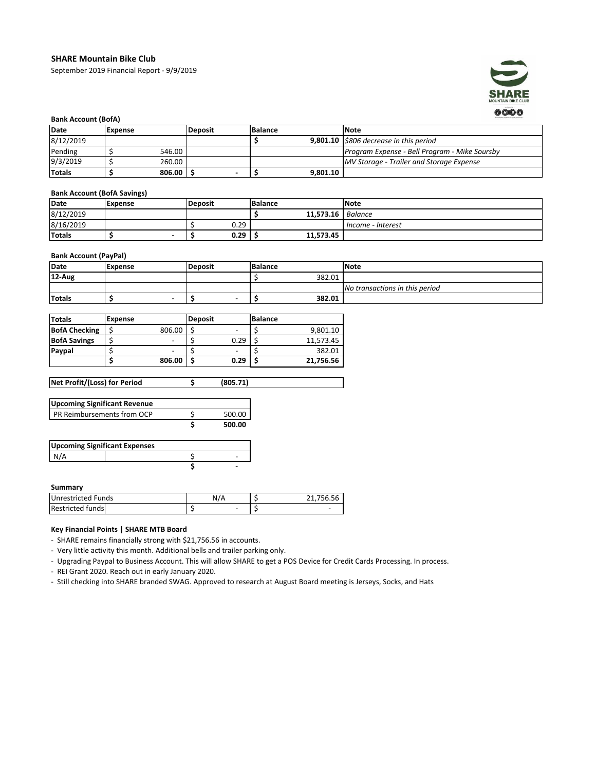**SHARE Mountain Bike Club**

September 2019 Financial Report - 9/9/2019

**Bank Account (BofA)**

| Date | Expense | Deposit | Balance | Note |
|---|---|---|---|---|
| 8/12/2019 | | | **$ 9,801.10** | *$806 decrease in this period* |
| Pending | $ 546.00 | | | *Program Expense - Bell Program - Mike Soursby* |
| 9/3/2019 | $ 260.00 | | | *MV Storage - Trailer and Storage Expense* |
| **Totals** | **$ 806.00** | **$ -** | **$ 9,801.10** | |

**Bank Account (BofA Savings)**

| Date | Expense | Deposit | Balance | Note |
|---|---|---|---|---|
| 8/12/2019 | | | **$ 11,573.16** | *Balance* |
| 8/16/2019 | | $ 0.29 | | *Income - Interest* |
| **Totals** | **$ -** | **$ 0.29** | **$ 11,573.45** | |

**Bank Account (PayPal)**

| Date | Expense | Deposit | Balance | Note |
|---|---|---|---|---|
| **12-Aug** | | | $ 382.01 | |
| | | | | *No transactions in this period* |
| **Totals** | **$ -** | **$ -** | **$ 382.01** | |

| Totals | Expense | Deposit | Balance |
|---|---|---|---|
| **BofA Checking** | $ 806.00 | $ - | $ 9,801.10 |
| **BofA Savings** | $ - | $ 0.29 | $ 11,573.45 |
| **Paypal** | $ - | $ - | $ 382.01 |
| | **$ 806.00** | **$ 0.29** | **$ 21,756.56** |

| | |
|---|---|
| **Net Profit/(Loss) for Period** | **$ (805.71)** |

| Upcoming Significant Revenue | |
|---|---|
| PR Reimbursements from OCP | $ 500.00 |
| | **$ 500.00** |

| Upcoming Significant Expenses | | |
|---|---|---|
| N/A | | $ - |
| | | **$ -** |

**Summary**

| | | |
|---|---|---|
| Unrestricted Funds | N/A | $ 21,756.56 |
| Restricted funds | $ - | $ - |

**Key Financial Points | SHARE MTB Board**

- SHARE remains financially strong with $21,756.56 in accounts.
- Very little activity this month. Additional bells and trailer parking only.
- Upgrading Paypal to Business Account. This will allow SHARE to get a POS Device for Credit Cards Processing. In process.
- REI Grant 2020. Reach out in early January 2020.
- Still checking into SHARE branded SWAG. Approved to research at August Board meeting is Jerseys, Socks, and Hats